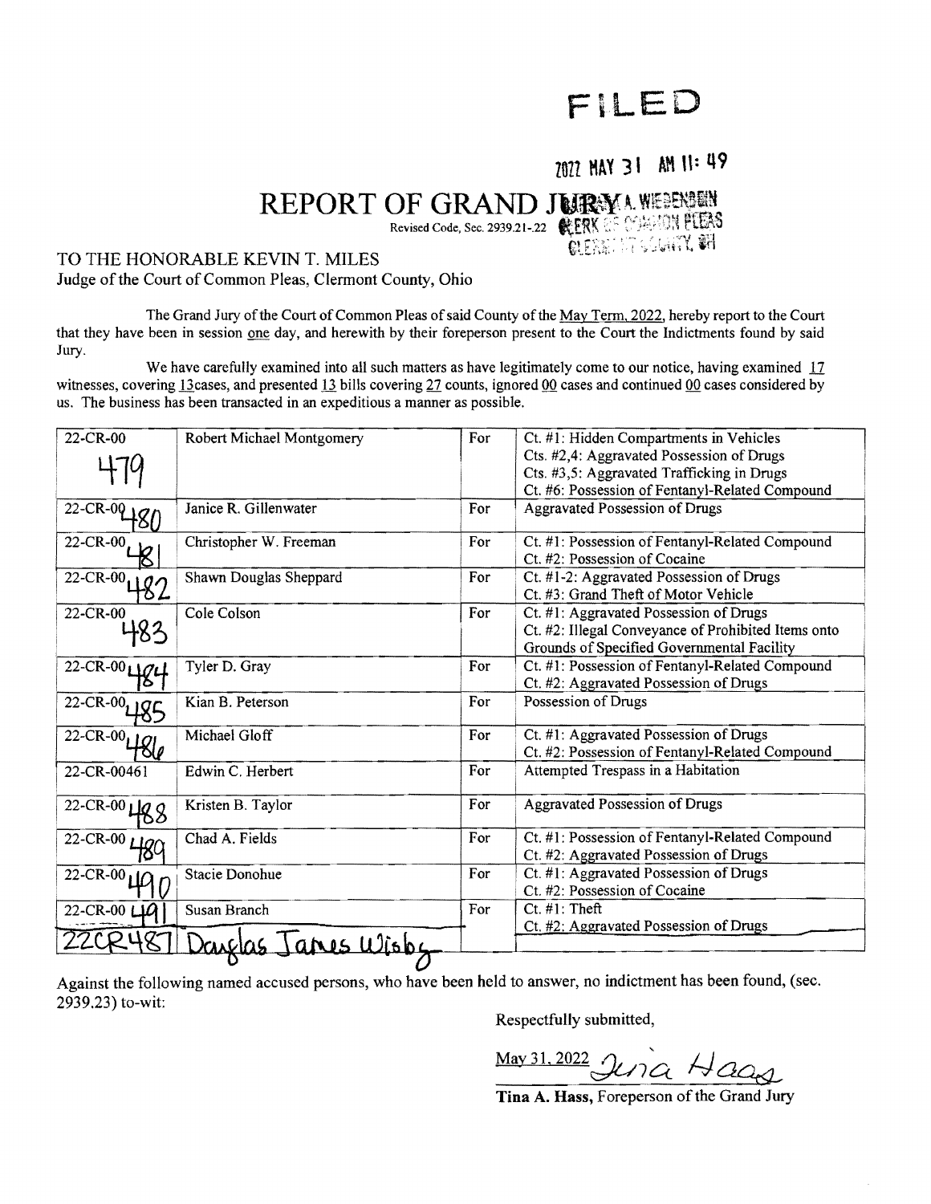# FILED

2022 MAY 31 AM 11: 49

## REPORT OF GRAND JURY

Revised Code, Sec. 2939.21-.22

A. WIESENBEIN
CLERK OF COMMON PLEAS
CLERMONT COUNTY, OH

TO THE HONORABLE KEVIN T. MILES
Judge of the Court of Common Pleas, Clermont County, Ohio

The Grand Jury of the Court of Common Pleas of said County of the May Term, 2022, hereby report to the Court that they have been in session one day, and herewith by their foreperson present to the Court the Indictments found by said Jury.

We have carefully examined into all such matters as have legitimately come to our notice, having examined 17 witnesses, covering 13cases, and presented 13 bills covering 27 counts, ignored 00 cases and continued 00 cases considered by us. The business has been transacted in an expeditious a manner as possible.

| Case No. | Name | | Charges |
|---|---|---|---|
| 22-CR-00479 | Robert Michael Montgomery | For | Ct. #1: Hidden Compartments in Vehicles<br>Cts. #2,4: Aggravated Possession of Drugs<br>Cts. #3,5: Aggravated Trafficking in Drugs<br>Ct. #6: Possession of Fentanyl-Related Compound |
| 22-CR-00480 | Janice R. Gillenwater | For | Aggravated Possession of Drugs |
| 22-CR-00481 | Christopher W. Freeman | For | Ct. #1: Possession of Fentanyl-Related Compound<br>Ct. #2: Possession of Cocaine |
| 22-CR-00482 | Shawn Douglas Sheppard | For | Ct. #1-2: Aggravated Possession of Drugs<br>Ct. #3: Grand Theft of Motor Vehicle |
| 22-CR-00483 | Cole Colson | For | Ct. #1: Aggravated Possession of Drugs<br>Ct. #2: Illegal Conveyance of Prohibited Items onto Grounds of Specified Governmental Facility |
| 22-CR-00484 | Tyler D. Gray | For | Ct. #1: Possession of Fentanyl-Related Compound<br>Ct. #2: Aggravated Possession of Drugs |
| 22-CR-00485 | Kian B. Peterson | For | Possession of Drugs |
| 22-CR-00486 | Michael Gloff | For | Ct. #1: Aggravated Possession of Drugs<br>Ct. #2: Possession of Fentanyl-Related Compound |
| 22-CR-00461 | Edwin C. Herbert | For | Attempted Trespass in a Habitation |
| 22-CR-00488 | Kristen B. Taylor | For | Aggravated Possession of Drugs |
| 22-CR-00489 | Chad A. Fields | For | Ct. #1: Possession of Fentanyl-Related Compound<br>Ct. #2: Aggravated Possession of Drugs |
| 22-CR-00490 | Stacie Donohue | For | Ct. #1: Aggravated Possession of Drugs<br>Ct. #2: Possession of Cocaine |
| 22-CR-00491 | Susan Branch | For | Ct. #1: Theft<br>~~Ct. #2: Aggravated Possession of Drugs~~ |
| 22CR487 | Douglas James Wisby | | |

Against the following named accused persons, who have been held to answer, no indictment has been found, (sec. 2939.23) to-wit:

Respectfully submitted,

May 31, 2022 Tina Haas

**Tina A. Hass,** Foreperson of the Grand Jury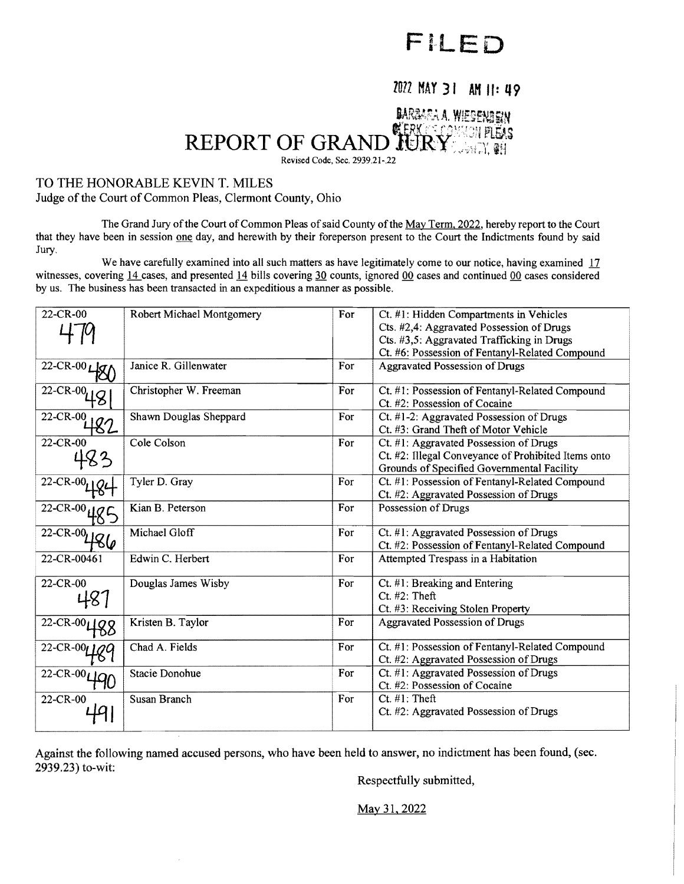# FILED

2022 MAY 31 AM 11: 49

BARBARA A. WIESENBEIN
CLERK OF COMMON PLEAS
CLERMONT COUNTY, OH

# REPORT OF GRAND JURY

Revised Code, Sec. 2939.21-.22

TO THE HONORABLE KEVIN T. MILES
Judge of the Court of Common Pleas, Clermont County, Ohio

The Grand Jury of the Court of Common Pleas of said County of the May Term, 2022, hereby report to the Court that they have been in session one day, and herewith by their foreperson present to the Court the Indictments found by said Jury.

We have carefully examined into all such matters as have legitimately come to our notice, having examined 17 witnesses, covering 14 cases, and presented 14 bills covering 30 counts, ignored 00 cases and continued 00 cases considered by us. The business has been transacted in an expeditious a manner as possible.

| | | | |
|---|---|---|---|
| 22-CR-00479 | Robert Michael Montgomery | For | Ct. #1: Hidden Compartments in Vehicles<br>Cts. #2,4: Aggravated Possession of Drugs<br>Cts. #3,5: Aggravated Trafficking in Drugs<br>Ct. #6: Possession of Fentanyl-Related Compound |
| 22-CR-00480 | Janice R. Gillenwater | For | Aggravated Possession of Drugs |
| 22-CR-00481 | Christopher W. Freeman | For | Ct. #1: Possession of Fentanyl-Related Compound<br>Ct. #2: Possession of Cocaine |
| 22-CR-00482 | Shawn Douglas Sheppard | For | Ct. #1-2: Aggravated Possession of Drugs<br>Ct. #3: Grand Theft of Motor Vehicle |
| 22-CR-00483 | Cole Colson | For | Ct. #1: Aggravated Possession of Drugs<br>Ct. #2: Illegal Conveyance of Prohibited Items onto Grounds of Specified Governmental Facility |
| 22-CR-00484 | Tyler D. Gray | For | Ct. #1: Possession of Fentanyl-Related Compound<br>Ct. #2: Aggravated Possession of Drugs |
| 22-CR-00485 | Kian B. Peterson | For | Possession of Drugs |
| 22-CR-00486 | Michael Gloff | For | Ct. #1: Aggravated Possession of Drugs<br>Ct. #2: Possession of Fentanyl-Related Compound |
| 22-CR-00461 | Edwin C. Herbert | For | Attempted Trespass in a Habitation |
| 22-CR-00487 | Douglas James Wisby | For | Ct. #1: Breaking and Entering<br>Ct. #2: Theft<br>Ct. #3: Receiving Stolen Property |
| 22-CR-00488 | Kristen B. Taylor | For | Aggravated Possession of Drugs |
| 22-CR-00489 | Chad A. Fields | For | Ct. #1: Possession of Fentanyl-Related Compound<br>Ct. #2: Aggravated Possession of Drugs |
| 22-CR-00490 | Stacie Donohue | For | Ct. #1: Aggravated Possession of Drugs<br>Ct. #2: Possession of Cocaine |
| 22-CR-00491 | Susan Branch | For | Ct. #1: Theft<br>Ct. #2: Aggravated Possession of Drugs |

Against the following named accused persons, who have been held to answer, no indictment has been found, (sec. 2939.23) to-wit:

Respectfully submitted,

May 31, 2022